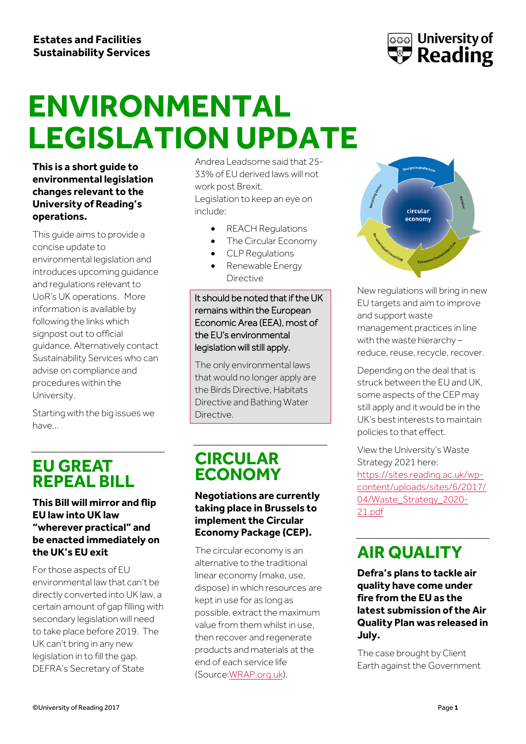Estates and Facilities
Sustainability Services

# ENVIRONMENTAL LEGISLATION UPDATE

**This is a short guide to environmental legislation changes relevant to the University of Reading's operations.**

This guide aims to provide a concise update to environmental legislation and introduces upcoming guidance and regulations relevant to UoR's UK operations. More information is available by following the links which signpost out to official guidance. Alternatively contact Sustainability Services who can advise on compliance and procedures within the University.

Starting with the big issues we have…

## EU GREAT REPEAL BILL

**This Bill will mirror and flip EU law into UK law "wherever practical" and be enacted immediately on the UK's EU exit**

For those aspects of EU environmental law that can't be directly converted into UK law, a certain amount of gap filling with secondary legislation will need to take place before 2019. The UK can't bring in any new legislation in to fill the gap. DEFRA's Secretary of State Andrea Leadsome said that 25-33% of EU derived laws will not work post Brexit.

Legislation to keep an eye on include:

- REACH Regulations
- The Circular Economy
- CLP Regulations
- Renewable Energy Directive

> It should be noted that if the UK remains within the European Economic Area (EEA), most of the EU's environmental legislation will still apply.
>
> The only environmental laws that would no longer apply are the Birds Directive, Habitats Directive and Bathing Water Directive.

## CIRCULAR ECONOMY

**Negotiations are currently taking place in Brussels to implement the Circular Economy Package (CEP).**

The circular economy is an alternative to the traditional linear economy (make, use, dispose) in which resources are kept in use for as long as possible, extract the maximum value from them whilst in use, then recover and regenerate products and materials at the end of each service life (Source:WRAP.org.uk).

New regulations will bring in new EU targets and aim to improve and support waste management practices in line with the waste hierarchy – reduce, reuse, recycle, recover.

Depending on the deal that is struck between the EU and UK, some aspects of the CEP may still apply and it would be in the UK's best interests to maintain policies to that effect.

View the University's Waste Strategy 2021 here: https://sites.reading.ac.uk/wp-content/uploads/sites/6/2017/04/Waste_Strategy_2020-21.pdf

## AIR QUALITY

**Defra's plans to tackle air quality have come under fire from the EU as the latest submission of the Air Quality Plan was released in July.**

The case brought by Client Earth against the Government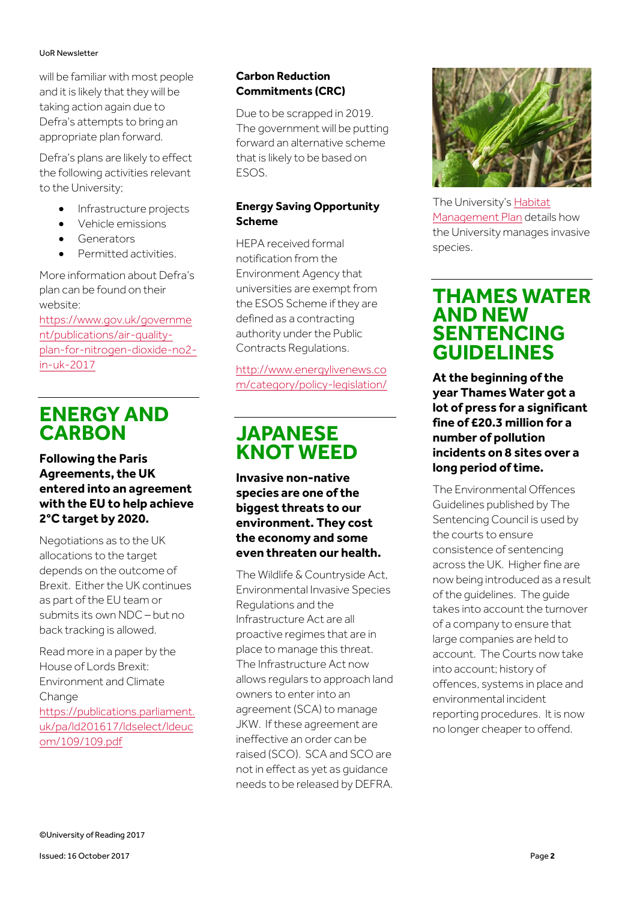will be familiar with most people and it is likely that they will be taking action again due to Defra's attempts to bring an appropriate plan forward.

Defra's plans are likely to effect the following activities relevant to the University;

- Infrastructure projects
- Vehicle emissions
- Generators
- Permitted activities.

More information about Defra's plan can be found on their website: https://www.gov.uk/government/publications/air-quality-plan-for-nitrogen-dioxide-no2-in-uk-2017

# ENERGY AND CARBON

**Following the Paris Agreements, the UK entered into an agreement with the EU to help achieve 2°C target by 2020.**

Negotiations as to the UK allocations to the target depends on the outcome of Brexit. Either the UK continues as part of the EU team or submits its own NDC – but no back tracking is allowed.

Read more in a paper by the House of Lords Brexit: Environment and Climate Change https://publications.parliament.uk/pa/ld201617/ldselect/ldeucom/109/109.pdf

**Carbon Reduction Commitments (CRC)**

Due to be scrapped in 2019. The government will be putting forward an alternative scheme that is likely to be based on ESOS.

**Energy Saving Opportunity Scheme**

HEPA received formal notification from the Environment Agency that universities are exempt from the ESOS Scheme if they are defined as a contracting authority under the Public Contracts Regulations.

http://www.energylivenews.com/category/policy-legislation/

# JAPANESE KNOT WEED

**Invasive non-native species are one of the biggest threats to our environment. They cost the economy and some even threaten our health.**

The Wildlife & Countryside Act, Environmental Invasive Species Regulations and the Infrastructure Act are all proactive regimes that are in place to manage this threat. The Infrastructure Act now allows regulars to approach land owners to enter into an agreement (SCA) to manage JKW. If these agreement are ineffective an order can be raised (SCO). SCA and SCO are not in effect as yet as guidance needs to be released by DEFRA.

The University's Habitat Management Plan details how the University manages invasive species.

# THAMES WATER AND NEW SENTENCING GUIDELINES

**At the beginning of the year Thames Water got a lot of press for a significant fine of £20.3 million for a number of pollution incidents on 8 sites over a long period of time.**

The Environmental Offences Guidelines published by The Sentencing Council is used by the courts to ensure consistence of sentencing across the UK. Higher fine are now being introduced as a result of the guidelines. The guide takes into account the turnover of a company to ensure that large companies are held to account. The Courts now take into account; history of offences, systems in place and environmental incident reporting procedures. It is now no longer cheaper to offend.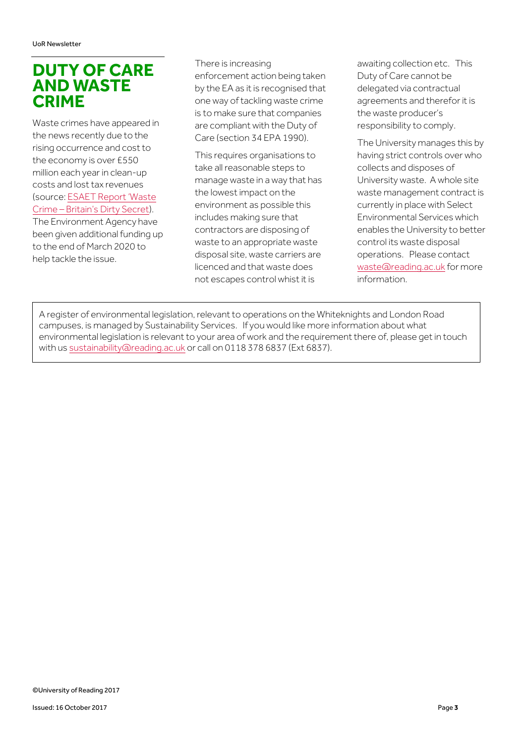# DUTY OF CARE AND WASTE CRIME

Waste crimes have appeared in the news recently due to the rising occurrence and cost to the economy is over £550 million each year in clean-up costs and lost tax revenues (source: ESAET Report 'Waste Crime – Britain's Dirty Secret'). The Environment Agency have been given additional funding up to the end of March 2020 to help tackle the issue.

There is increasing enforcement action being taken by the EA as it is recognised that one way of tackling waste crime is to make sure that companies are compliant with the Duty of Care (section 34 EPA 1990).

This requires organisations to take all reasonable steps to manage waste in a way that has the lowest impact on the environment as possible this includes making sure that contractors are disposing of waste to an appropriate waste disposal site, waste carriers are licenced and that waste does not escapes control whist it is awaiting collection etc. This Duty of Care cannot be delegated via contractual agreements and therefor it is the waste producer's responsibility to comply.

The University manages this by having strict controls over who collects and disposes of University waste. A whole site waste management contract is currently in place with Select Environmental Services which enables the University to better control its waste disposal operations. Please contact waste@reading.ac.uk for more information.

A register of environmental legislation, relevant to operations on the Whiteknights and London Road campuses, is managed by Sustainability Services. If you would like more information about what environmental legislation is relevant to your area of work and the requirement there of, please get in touch with us sustainability@reading.ac.uk or call on 0118 378 6837 (Ext 6837).

©University of Reading 2017

Issued: 16 October 2017